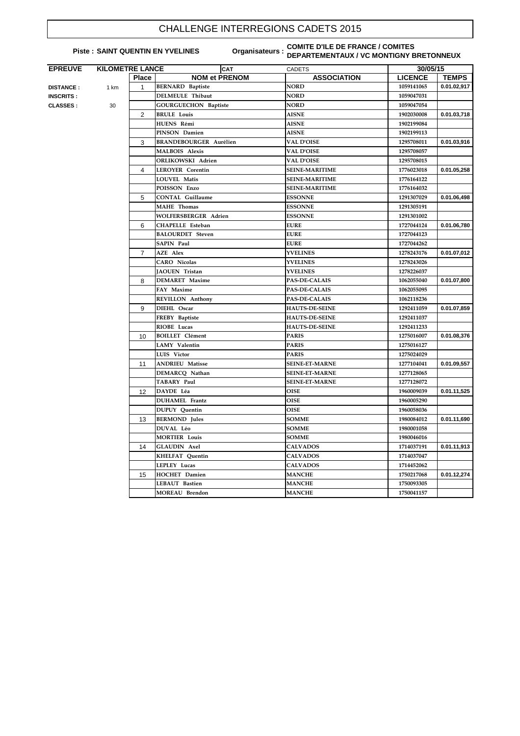# CHALLENGE INTERREGIONS CADETS 2015

**Piste : SAINT QUENTIN EN YVELINES** **Organisateurs : COMITE D'ILE DE FRANCE / COMITES DEPARTEMENTAUX / VC MONTIGNY BRETONNEUX**

| EPREUVE | KILOMETRE LANCE | CAT | | CADETS | 30/05/15 | |
|---|---|---|---|---|---|---|
| | | Place | NOM et PRENOM | ASSOCIATION | LICENCE | TEMPS |
| DISTANCE : | 1 km | 1 | BERNARD Baptiste | NORD | 1059141065 | 0.01.02,917 |
| INSCRITS : | | | DELMEULE Thibaut | NORD | 1059047031 | |
| CLASSES : | 30 | | GOURGUECHON Baptiste | NORD | 1059047054 | |
| | | 2 | BRULE Louis | AISNE | 1902030008 | 0.01.03,718 |
| | | | HUENS Rémi | AISNE | 1902199084 | |
| | | | PINSON Damien | AISNE | 1902199113 | |
| | | 3 | BRANDEBOURGER Aurélien | VAL D'OISE | 1295708011 | 0.01.03,916 |
| | | | MALBOIS Alexis | VAL D'OISE | 1295708057 | |
| | | | ORLIKOWSKI Adrien | VAL D'OISE | 1295708015 | |
| | | 4 | LEROYER Corentin | SEINE-MARITIME | 1776023018 | 0.01.05,258 |
| | | | LOUVEL Matis | SEINE-MARITIME | 1776164122 | |
| | | | POISSON Enzo | SEINE-MARITIME | 1776164032 | |
| | | 5 | CONTAL Guillaume | ESSONNE | 1291307029 | 0.01.06,498 |
| | | | MAHE Thomas | ESSONNE | 1291305191 | |
| | | | WOLFERSBERGER Adrien | ESSONNE | 1291301002 | |
| | | 6 | CHAPELLE Esteban | EURE | 1727044124 | 0.01.06,780 |
| | | | BALOURDET Steven | EURE | 1727044123 | |
| | | | SAPIN Paul | EURE | 1727044262 | |
| | | 7 | AZE Alex | YVELINES | 1278243176 | 0.01.07,012 |
| | | | CARO Nicolas | YVELINES | 1278243026 | |
| | | | JAOUEN Tristan | YVELINES | 1278226037 | |
| | | 8 | DEMARET Maxime | PAS-DE-CALAIS | 1062055040 | 0.01.07,800 |
| | | | FAY Maxime | PAS-DE-CALAIS | 1062055095 | |
| | | | REVILLON Anthony | PAS-DE-CALAIS | 1062118236 | |
| | | 9 | DIEHL Oscar | HAUTS-DE-SEINE | 1292411059 | 0.01.07,859 |
| | | | FREBY Baptiste | HAUTS-DE-SEINE | 1292411037 | |
| | | | RIOBE Lucas | HAUTS-DE-SEINE | 1292411233 | |
| | | 10 | BOILLET Clément | PARIS | 1275016007 | 0.01.08,376 |
| | | | LAMY Valentin | PARIS | 1275016127 | |
| | | | LUIS Victor | PARIS | 1275024029 | |
| | | 11 | ANDRIEU Matisse | SEINE-ET-MARNE | 1277104041 | 0.01.09,557 |
| | | | DEMARCQ Nathan | SEINE-ET-MARNE | 1277128065 | |
| | | | TABARY Paul | SEINE-ET-MARNE | 1277128072 | |
| | | 12 | DAYDE Léa | OISE | 1960009039 | 0.01.11,525 |
| | | | DUHAMEL Frantz | OISE | 1960005290 | |
| | | | DUPUY Quentin | OISE | 1960058036 | |
| | | 13 | BERMOND Jules | SOMME | 1980084012 | 0.01.11,690 |
| | | | DUVAL Léo | SOMME | 1980001058 | |
| | | | MORTIER Louis | SOMME | 1980046016 | |
| | | 14 | GLAUDIN Axel | CALVADOS | 1714037191 | 0.01.11,913 |
| | | | KHELFAT Quentin | CALVADOS | 1714037047 | |
| | | | LEPLEY Lucas | CALVADOS | 1714452062 | |
| | | 15 | HOCHET Damien | MANCHE | 1750217068 | 0.01.12,274 |
| | | | LEBAUT Bastien | MANCHE | 1750093305 | |
| | | | MOREAU Brendon | MANCHE | 1750041157 | |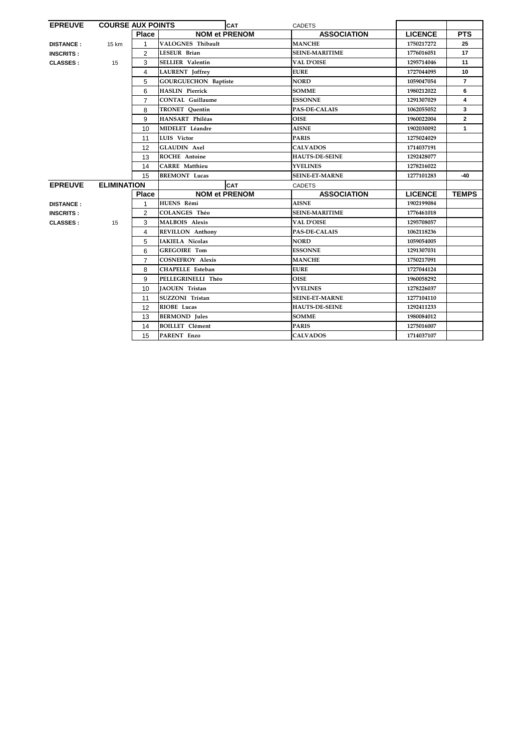| EPREUVE | COURSE AUX POINTS | | | CAT | CADETS | | |
|---|---|---|---|---|---|---|---|
| | | **Place** | **NOM et PRENOM** | | **ASSOCIATION** | **LICENCE** | **PTS** |
| **DISTANCE :** | 15 km | 1 | VALOGNES Thibault | | MANCHE | 1750217272 | 25 |
| **INSCRITS :** | | 2 | LESEUR Brian | | SEINE-MARITIME | 1776016051 | 17 |
| **CLASSES :** | 15 | 3 | SELLIER Valentin | | VAL D'OISE | 1295714046 | 11 |
| | | 4 | LAURENT Joffrey | | EURE | 1727044095 | 10 |
| | | 5 | GOURGUECHON Baptiste | | NORD | 1059047054 | 7 |
| | | 6 | HASLIN Pierrick | | SOMME | 1980212022 | 6 |
| | | 7 | CONTAL Guillaume | | ESSONNE | 1291307029 | 4 |
| | | 8 | TRONET Quentin | | PAS-DE-CALAIS | 1062055052 | 3 |
| | | 9 | HANSART Philéas | | OISE | 1960022004 | 2 |
| | | 10 | MIDELET Léandre | | AISNE | 1902030092 | 1 |
| | | 11 | LUIS Victor | | PARIS | 1275024029 | |
| | | 12 | GLAUDIN Axel | | CALVADOS | 1714037191 | |
| | | 13 | ROCHE Antoine | | HAUTS-DE-SEINE | 1292428077 | |
| | | 14 | CARRE Matthieu | | YVELINES | 1278216022 | |
| | | 15 | BREMONT Lucas | | SEINE-ET-MARNE | 1277101283 | -40 |

| EPREUVE | ELIMINATION | | | CAT | CADETS | | |
|---|---|---|---|---|---|---|---|
| | | **Place** | **NOM et PRENOM** | | **ASSOCIATION** | **LICENCE** | **TEMPS** |
| **DISTANCE :** | | 1 | HUENS Rémi | | AISNE | 1902199084 | |
| **INSCRITS :** | | 2 | COLANGES Théo | | SEINE-MARITIME | 1776461018 | |
| **CLASSES :** | 15 | 3 | MALBOIS Alexis | | VAL D'OISE | 1295708057 | |
| | | 4 | REVILLON Anthony | | PAS-DE-CALAIS | 1062118236 | |
| | | 5 | IAKIELA Nicolas | | NORD | 1059054005 | |
| | | 6 | GREGOIRE Tom | | ESSONNE | 1291307031 | |
| | | 7 | COSNEFROY Alexis | | MANCHE | 1750217091 | |
| | | 8 | CHAPELLE Esteban | | EURE | 1727044124 | |
| | | 9 | PELLEGRINELLI Théo | | OISE | 1960058292 | |
| | | 10 | JAOUEN Tristan | | YVELINES | 1278226037 | |
| | | 11 | SUZZONI Tristan | | SEINE-ET-MARNE | 1277104110 | |
| | | 12 | RIOBE Lucas | | HAUTS-DE-SEINE | 1292411233 | |
| | | 13 | BERMOND Jules | | SOMME | 1980084012 | |
| | | 14 | BOILLET Clément | | PARIS | 1275016007 | |
| | | 15 | PARENT Enzo | | CALVADOS | 1714037107 | |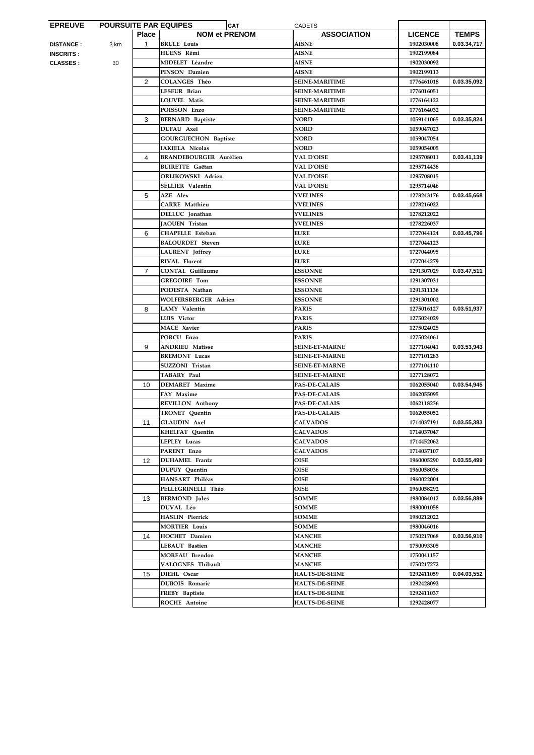| EPREUVE | POURSUITE PAR EQUIPES | CAT | CADETS | | |
|---|---|---|---|---|---|
| | **Place** | **NOM et PRENOM** | **ASSOCIATION** | **LICENCE** | **TEMPS** |
| **DISTANCE :** 3 km | 1 | **BRULE Louis** | **AISNE** | **1902030008** | **0.03.34,717** |
| **INSCRITS :** | | **HUENS Rémi** | **AISNE** | **1902199084** | |
| **CLASSES :** 30 | | **MIDELET Léandre** | **AISNE** | **1902030092** | |
| | | **PINSON Damien** | **AISNE** | **1902199113** | |
| | 2 | **COLANGES Théo** | **SEINE-MARITIME** | **1776461018** | **0.03.35,092** |
| | | **LESEUR Brian** | **SEINE-MARITIME** | **1776016051** | |
| | | **LOUVEL Matis** | **SEINE-MARITIME** | **1776164122** | |
| | | **POISSON Enzo** | **SEINE-MARITIME** | **1776164032** | |
| | 3 | **BERNARD Baptiste** | **NORD** | **1059141065** | **0.03.35,824** |
| | | **DUFAU Axel** | **NORD** | **1059047023** | |
| | | **GOURGUECHON Baptiste** | **NORD** | **1059047054** | |
| | | **IAKIELA Nicolas** | **NORD** | **1059054005** | |
| | 4 | **BRANDEBOURGER Aurélien** | **VAL D'OISE** | **1295708011** | **0.03.41,139** |
| | | **BUIRETTE Gaëtan** | **VAL D'OISE** | **1295714438** | |
| | | **ORLIKOWSKI Adrien** | **VAL D'OISE** | **1295708015** | |
| | | **SELLIER Valentin** | **VAL D'OISE** | **1295714046** | |
| | 5 | **AZE Alex** | **YVELINES** | **1278243176** | **0.03.45,668** |
| | | **CARRE Matthieu** | **YVELINES** | **1278216022** | |
| | | **DELLUC Jonathan** | **YVELINES** | **1278212022** | |
| | | **JAOUEN Tristan** | **YVELINES** | **1278226037** | |
| | 6 | **CHAPELLE Esteban** | **EURE** | **1727044124** | **0.03.45,796** |
| | | **BALOURDET Steven** | **EURE** | **1727044123** | |
| | | **LAURENT Joffrey** | **EURE** | **1727044095** | |
| | | **RIVAL Florent** | **EURE** | **1727044279** | |
| | 7 | **CONTAL Guillaume** | **ESSONNE** | **1291307029** | **0.03.47,511** |
| | | **GREGOIRE Tom** | **ESSONNE** | **1291307031** | |
| | | **PODESTA Nathan** | **ESSONNE** | **1291311136** | |
| | | **WOLFERSBERGER Adrien** | **ESSONNE** | **1291301002** | |
| | 8 | **LAMY Valentin** | **PARIS** | **1275016127** | **0.03.51,937** |
| | | **LUIS Victor** | **PARIS** | **1275024029** | |
| | | **MACE Xavier** | **PARIS** | **1275024025** | |
| | | **PORCU Enzo** | **PARIS** | **1275024061** | |
| | 9 | **ANDRIEU Matisse** | **SEINE-ET-MARNE** | **1277104041** | **0.03.53,943** |
| | | **BREMONT Lucas** | **SEINE-ET-MARNE** | **1277101283** | |
| | | **SUZZONI Tristan** | **SEINE-ET-MARNE** | **1277104110** | |
| | | **TABARY Paul** | **SEINE-ET-MARNE** | **1277128072** | |
| | 10 | **DEMARET Maxime** | **PAS-DE-CALAIS** | **1062055040** | **0.03.54,945** |
| | | **FAY Maxime** | **PAS-DE-CALAIS** | **1062055095** | |
| | | **REVILLON Anthony** | **PAS-DE-CALAIS** | **1062118236** | |
| | | **TRONET Quentin** | **PAS-DE-CALAIS** | **1062055052** | |
| | 11 | **GLAUDIN Axel** | **CALVADOS** | **1714037191** | **0.03.55,383** |
| | | **KHELFAT Quentin** | **CALVADOS** | **1714037047** | |
| | | **LEPLEY Lucas** | **CALVADOS** | **1714452062** | |
| | | **PARENT Enzo** | **CALVADOS** | **1714037107** | |
| | 12 | **DUHAMEL Frantz** | **OISE** | **1960005290** | **0.03.55,499** |
| | | **DUPUY Quentin** | **OISE** | **1960058036** | |
| | | **HANSART Philéas** | **OISE** | **1960022004** | |
| | | **PELLEGRINELLI Théo** | **OISE** | **1960058292** | |
| | 13 | **BERMOND Jules** | **SOMME** | **1980084012** | **0.03.56,889** |
| | | **DUVAL Léo** | **SOMME** | **1980001058** | |
| | | **HASLIN Pierrick** | **SOMME** | **1980212022** | |
| | | **MORTIER Louis** | **SOMME** | **1980046016** | |
| | 14 | **HOCHET Damien** | **MANCHE** | **1750217068** | **0.03.56,910** |
| | | **LEBAUT Bastien** | **MANCHE** | **1750093305** | |
| | | **MOREAU Brendon** | **MANCHE** | **1750041157** | |
| | | **VALOGNES Thibault** | **MANCHE** | **1750217272** | |
| | 15 | **DIEHL Oscar** | **HAUTS-DE-SEINE** | **1292411059** | **0.04.03,552** |
| | | **DUBOIS Romaric** | **HAUTS-DE-SEINE** | **1292428092** | |
| | | **FREBY Baptiste** | **HAUTS-DE-SEINE** | **1292411037** | |
| | | **ROCHE Antoine** | **HAUTS-DE-SEINE** | **1292428077** | |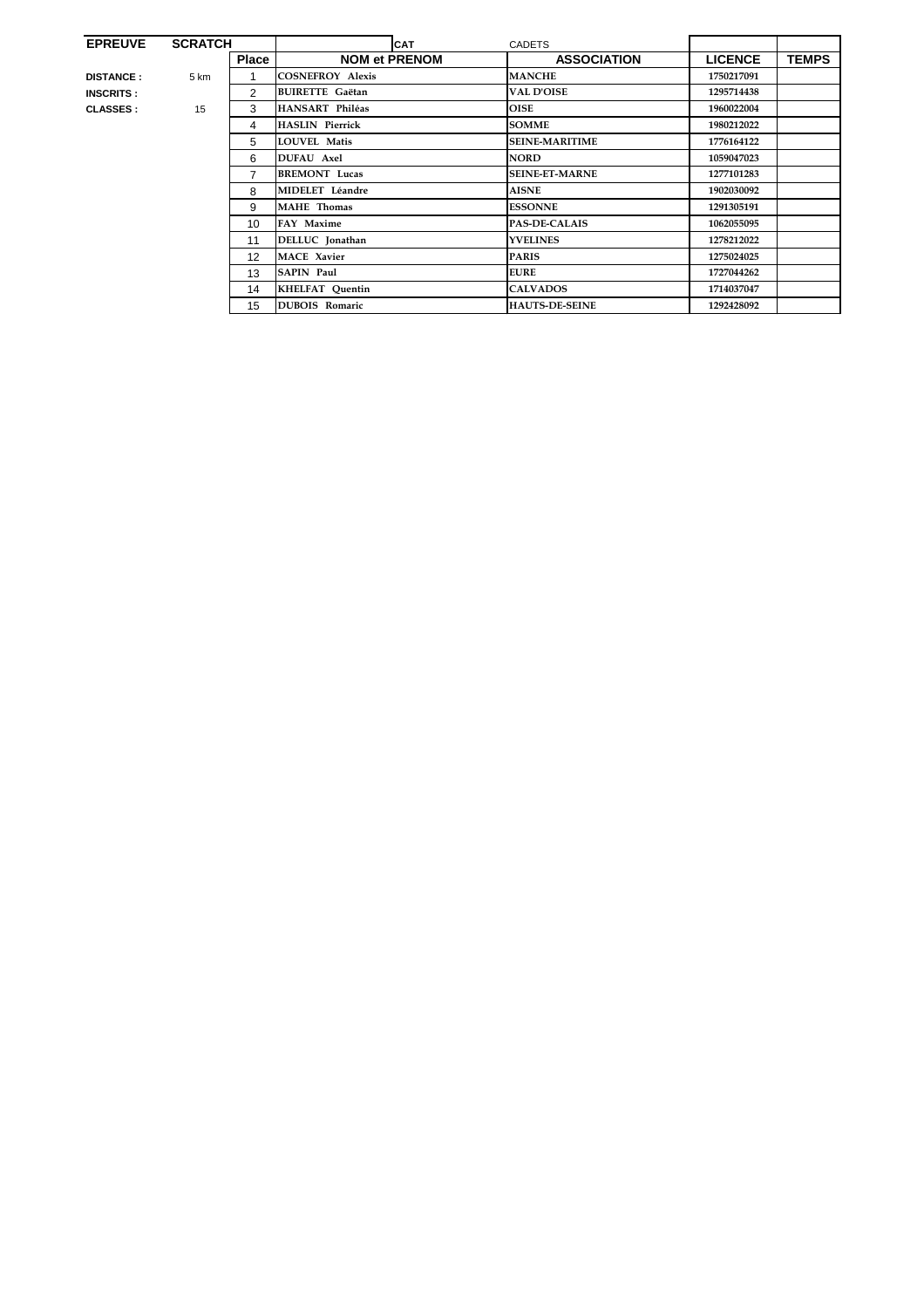| EPREUVE | SCRATCH | | CAT | CADETS | | |
|---|---|---|---|---|---|---|
| | | **Place** | **NOM et PRENOM** | **ASSOCIATION** | **LICENCE** | **TEMPS** |
| **DISTANCE :** | 5 km | 1 | **COSNEFROY Alexis** | **MANCHE** | **1750217091** | |
| **INSCRITS :** | | 2 | **BUIRETTE Gaëtan** | **VAL D'OISE** | **1295714438** | |
| **CLASSES :** | 15 | 3 | **HANSART Philéas** | **OISE** | **1960022004** | |
| | | 4 | **HASLIN Pierrick** | **SOMME** | **1980212022** | |
| | | 5 | **LOUVEL Matis** | **SEINE-MARITIME** | **1776164122** | |
| | | 6 | **DUFAU Axel** | **NORD** | **1059047023** | |
| | | 7 | **BREMONT Lucas** | **SEINE-ET-MARNE** | **1277101283** | |
| | | 8 | **MIDELET Léandre** | **AISNE** | **1902030092** | |
| | | 9 | **MAHE Thomas** | **ESSONNE** | **1291305191** | |
| | | 10 | **FAY Maxime** | **PAS-DE-CALAIS** | **1062055095** | |
| | | 11 | **DELLUC Jonathan** | **YVELINES** | **1278212022** | |
| | | 12 | **MACE Xavier** | **PARIS** | **1275024025** | |
| | | 13 | **SAPIN Paul** | **EURE** | **1727044262** | |
| | | 14 | **KHELFAT Quentin** | **CALVADOS** | **1714037047** | |
| | | 15 | **DUBOIS Romaric** | **HAUTS-DE-SEINE** | **1292428092** | |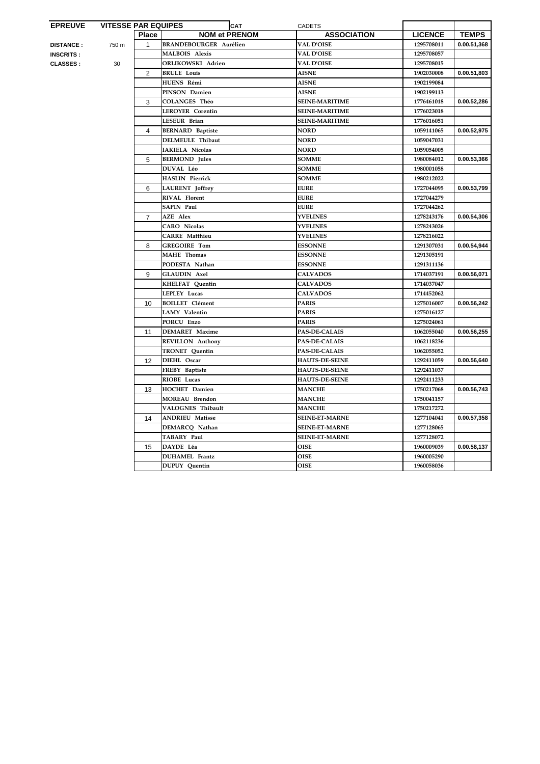| EPREUVE | VITESSE PAR EQUIPES | CAT | CADETS | | |
|---|---|---|---|---|---|
| | **Place** | **NOM et PRENOM** | **ASSOCIATION** | **LICENCE** | **TEMPS** |
| **DISTANCE :** 750 m | 1 | **BRANDEBOURGER Aurélien** | **VAL D'OISE** | **1295708011** | **0.00.51,368** |
| **INSCRITS :** | | **MALBOIS Alexis** | **VAL D'OISE** | **1295708057** | |
| **CLASSES :** 30 | | **ORLIKOWSKI Adrien** | **VAL D'OISE** | **1295708015** | |
| | 2 | **BRULE Louis** | **AISNE** | **1902030008** | **0.00.51,803** |
| | | **HUENS Rémi** | **AISNE** | **1902199084** | |
| | | **PINSON Damien** | **AISNE** | **1902199113** | |
| | 3 | **COLANGES Théo** | **SEINE-MARITIME** | **1776461018** | **0.00.52,286** |
| | | **LEROYER Corentin** | **SEINE-MARITIME** | **1776023018** | |
| | | **LESEUR Brian** | **SEINE-MARITIME** | **1776016051** | |
| | 4 | **BERNARD Baptiste** | **NORD** | **1059141065** | **0.00.52,975** |
| | | **DELMEULE Thibaut** | **NORD** | **1059047031** | |
| | | **IAKIELA Nicolas** | **NORD** | **1059054005** | |
| | 5 | **BERMOND Jules** | **SOMME** | **1980084012** | **0.00.53,366** |
| | | **DUVAL Léo** | **SOMME** | **1980001058** | |
| | | **HASLIN Pierrick** | **SOMME** | **1980212022** | |
| | 6 | **LAURENT Joffrey** | **EURE** | **1727044095** | **0.00.53,799** |
| | | **RIVAL Florent** | **EURE** | **1727044279** | |
| | | **SAPIN Paul** | **EURE** | **1727044262** | |
| | 7 | **AZE Alex** | **YVELINES** | **1278243176** | **0.00.54,306** |
| | | **CARO Nicolas** | **YVELINES** | **1278243026** | |
| | | **CARRE Matthieu** | **YVELINES** | **1278216022** | |
| | 8 | **GREGOIRE Tom** | **ESSONNE** | **1291307031** | **0.00.54,944** |
| | | **MAHE Thomas** | **ESSONNE** | **1291305191** | |
| | | **PODESTA Nathan** | **ESSONNE** | **1291311136** | |
| | 9 | **GLAUDIN Axel** | **CALVADOS** | **1714037191** | **0.00.56,071** |
| | | **KHELFAT Quentin** | **CALVADOS** | **1714037047** | |
| | | **LEPLEY Lucas** | **CALVADOS** | **1714452062** | |
| | 10 | **BOILLET Clément** | **PARIS** | **1275016007** | **0.00.56,242** |
| | | **LAMY Valentin** | **PARIS** | **1275016127** | |
| | | **PORCU Enzo** | **PARIS** | **1275024061** | |
| | 11 | **DEMARET Maxime** | **PAS-DE-CALAIS** | **1062055040** | **0.00.56,255** |
| | | **REVILLON Anthony** | **PAS-DE-CALAIS** | **1062118236** | |
| | | **TRONET Quentin** | **PAS-DE-CALAIS** | **1062055052** | |
| | 12 | **DIEHL Oscar** | **HAUTS-DE-SEINE** | **1292411059** | **0.00.56,640** |
| | | **FREBY Baptiste** | **HAUTS-DE-SEINE** | **1292411037** | |
| | | **RIOBE Lucas** | **HAUTS-DE-SEINE** | **1292411233** | |
| | 13 | **HOCHET Damien** | **MANCHE** | **1750217068** | **0.00.56,743** |
| | | **MOREAU Brendon** | **MANCHE** | **1750041157** | |
| | | **VALOGNES Thibault** | **MANCHE** | **1750217272** | |
| | 14 | **ANDRIEU Matisse** | **SEINE-ET-MARNE** | **1277104041** | **0.00.57,358** |
| | | **DEMARCQ Nathan** | **SEINE-ET-MARNE** | **1277128065** | |
| | | **TABARY Paul** | **SEINE-ET-MARNE** | **1277128072** | |
| | 15 | **DAYDE Léa** | **OISE** | **1960009039** | **0.00.58,137** |
| | | **DUHAMEL Frantz** | **OISE** | **1960005290** | |
| | | **DUPUY Quentin** | **OISE** | **1960058036** | |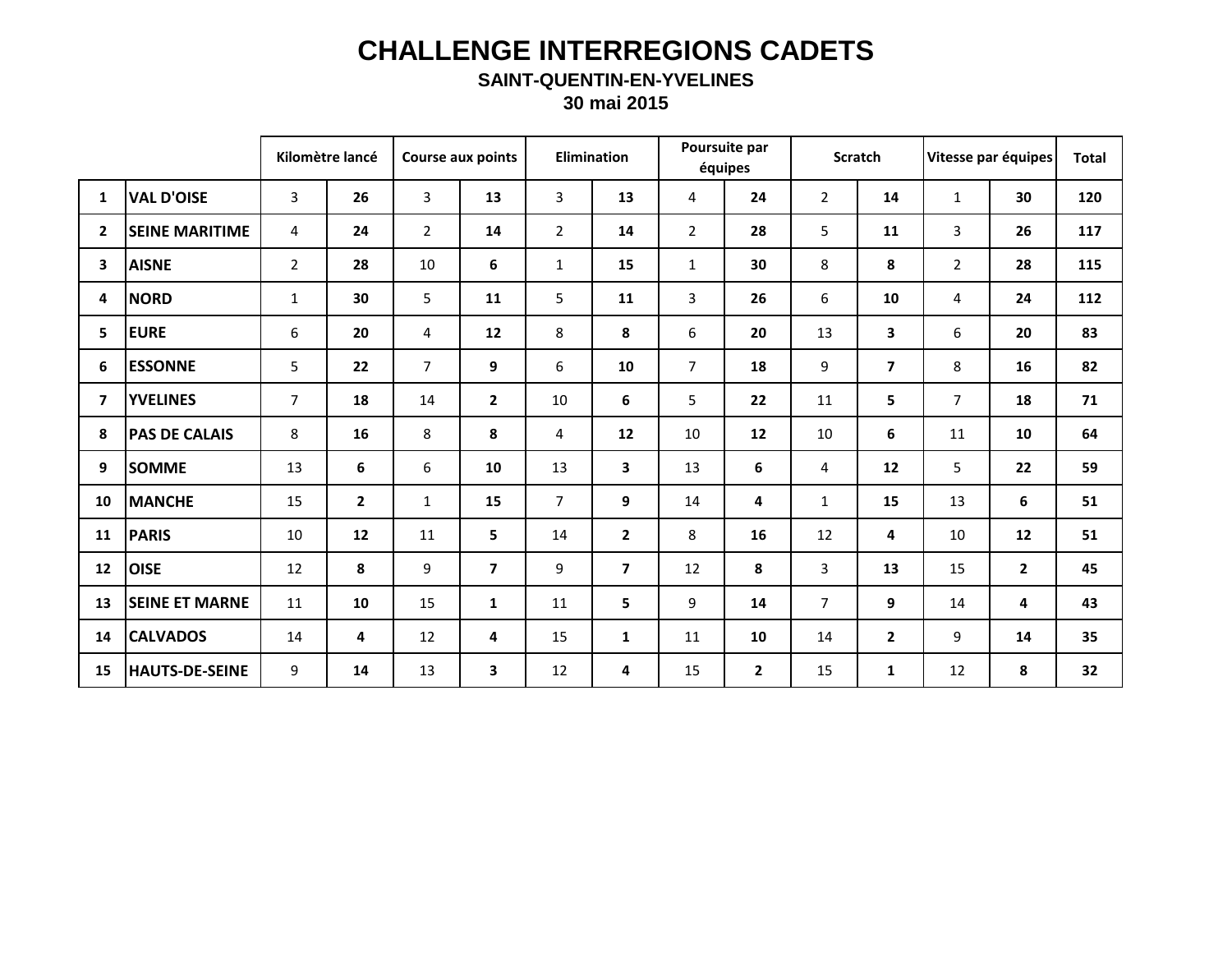# CHALLENGE INTERREGIONS CADETS

## SAINT-QUENTIN-EN-YVELINES

### 30 mai 2015

| | | Kilomètre lancé | | Course aux points | | Elimination | | Poursuite par équipes | | Scratch | | Vitesse par équipes | | Total |
|---|---|---|---|---|---|---|---|---|---|---|---|---|---|---|
| **1** | **VAL D'OISE** | 3 | **26** | 3 | **13** | 3 | **13** | 4 | **24** | 2 | **14** | 1 | **30** | **120** |
| **2** | **SEINE MARITIME** | 4 | **24** | 2 | **14** | 2 | **14** | 2 | **28** | 5 | **11** | 3 | **26** | **117** |
| **3** | **AISNE** | 2 | **28** | 10 | **6** | 1 | **15** | 1 | **30** | 8 | **8** | 2 | **28** | **115** |
| **4** | **NORD** | 1 | **30** | 5 | **11** | 5 | **11** | 3 | **26** | 6 | **10** | 4 | **24** | **112** |
| **5** | **EURE** | 6 | **20** | 4 | **12** | 8 | **8** | 6 | **20** | 13 | **3** | 6 | **20** | **83** |
| **6** | **ESSONNE** | 5 | **22** | 7 | **9** | 6 | **10** | 7 | **18** | 9 | **7** | 8 | **16** | **82** |
| **7** | **YVELINES** | 7 | **18** | 14 | **2** | 10 | **6** | 5 | **22** | 11 | **5** | 7 | **18** | **71** |
| **8** | **PAS DE CALAIS** | 8 | **16** | 8 | **8** | 4 | **12** | 10 | **12** | 10 | **6** | 11 | **10** | **64** |
| **9** | **SOMME** | 13 | **6** | 6 | **10** | 13 | **3** | 13 | **6** | 4 | **12** | 5 | **22** | **59** |
| **10** | **MANCHE** | 15 | **2** | 1 | **15** | 7 | **9** | 14 | **4** | 1 | **15** | 13 | **6** | **51** |
| **11** | **PARIS** | 10 | **12** | 11 | **5** | 14 | **2** | 8 | **16** | 12 | **4** | 10 | **12** | **51** |
| **12** | **OISE** | 12 | **8** | 9 | **7** | 9 | **7** | 12 | **8** | 3 | **13** | 15 | **2** | **45** |
| **13** | **SEINE ET MARNE** | 11 | **10** | 15 | **1** | 11 | **5** | 9 | **14** | 7 | **9** | 14 | **4** | **43** |
| **14** | **CALVADOS** | 14 | **4** | 12 | **4** | 15 | **1** | 11 | **10** | 14 | **2** | 9 | **14** | **35** |
| **15** | **HAUTS-DE-SEINE** | 9 | **14** | 13 | **3** | 12 | **4** | 15 | **2** | 15 | **1** | 12 | **8** | **32** |